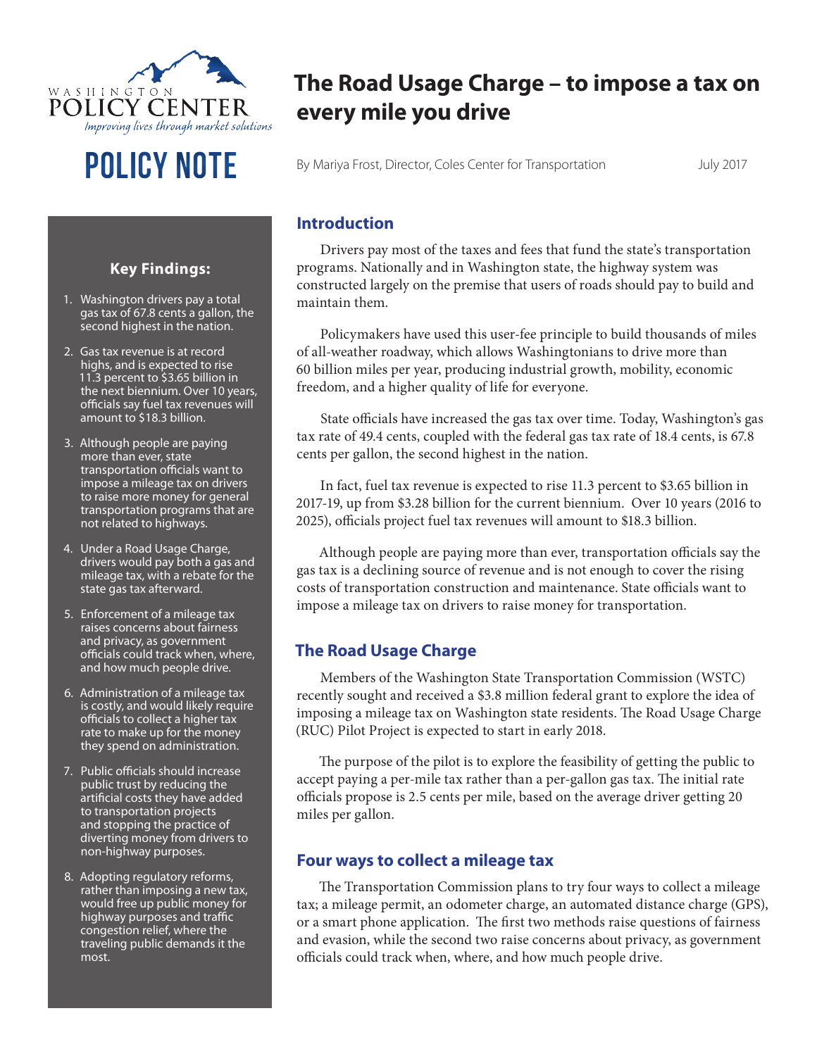WASHINGTON POLICY CENTER

*Improving lives through market solutions*

POLICY NOTE

# The Road Usage Charge – to impose a tax on every mile you drive

By Mariya Frost, Director, Coles Center for Transportation

July 2017

## Key Findings:

1. Washington drivers pay a total gas tax of 67.8 cents a gallon, the second highest in the nation.
2. Gas tax revenue is at record highs, and is expected to rise 11.3 percent to $3.65 billion in the next biennium. Over 10 years, officials say fuel tax revenues will amount to $18.3 billion.
3. Although people are paying more than ever, state transportation officials want to impose a mileage tax on drivers to raise more money for general transportation programs that are not related to highways.
4. Under a Road Usage Charge, drivers would pay both a gas and mileage tax, with a rebate for the state gas tax afterward.
5. Enforcement of a mileage tax raises concerns about fairness and privacy, as government officials could track when, where, and how much people drive.
6. Administration of a mileage tax is costly, and would likely require officials to collect a higher tax rate to make up for the money they spend on administration.
7. Public officials should increase public trust by reducing the artificial costs they have added to transportation projects and stopping the practice of diverting money from drivers to non-highway purposes.
8. Adopting regulatory reforms, rather than imposing a new tax, would free up public money for highway purposes and traffic congestion relief, where the traveling public demands it the most.

## Introduction

Drivers pay most of the taxes and fees that fund the state's transportation programs. Nationally and in Washington state, the highway system was constructed largely on the premise that users of roads should pay to build and maintain them.

Policymakers have used this user-fee principle to build thousands of miles of all-weather roadway, which allows Washingtonians to drive more than 60 billion miles per year, producing industrial growth, mobility, economic freedom, and a higher quality of life for everyone.

State officials have increased the gas tax over time. Today, Washington's gas tax rate of 49.4 cents, coupled with the federal gas tax rate of 18.4 cents, is 67.8 cents per gallon, the second highest in the nation.

In fact, fuel tax revenue is expected to rise 11.3 percent to $3.65 billion in 2017-19, up from $3.28 billion for the current biennium. Over 10 years (2016 to 2025), officials project fuel tax revenues will amount to $18.3 billion.

Although people are paying more than ever, transportation officials say the gas tax is a declining source of revenue and is not enough to cover the rising costs of transportation construction and maintenance. State officials want to impose a mileage tax on drivers to raise money for transportation.

## The Road Usage Charge

Members of the Washington State Transportation Commission (WSTC) recently sought and received a $3.8 million federal grant to explore the idea of imposing a mileage tax on Washington state residents. The Road Usage Charge (RUC) Pilot Project is expected to start in early 2018.

The purpose of the pilot is to explore the feasibility of getting the public to accept paying a per-mile tax rather than a per-gallon gas tax. The initial rate officials propose is 2.5 cents per mile, based on the average driver getting 20 miles per gallon.

## Four ways to collect a mileage tax

The Transportation Commission plans to try four ways to collect a mileage tax; a mileage permit, an odometer charge, an automated distance charge (GPS), or a smart phone application. The first two methods raise questions of fairness and evasion, while the second two raise concerns about privacy, as government officials could track when, where, and how much people drive.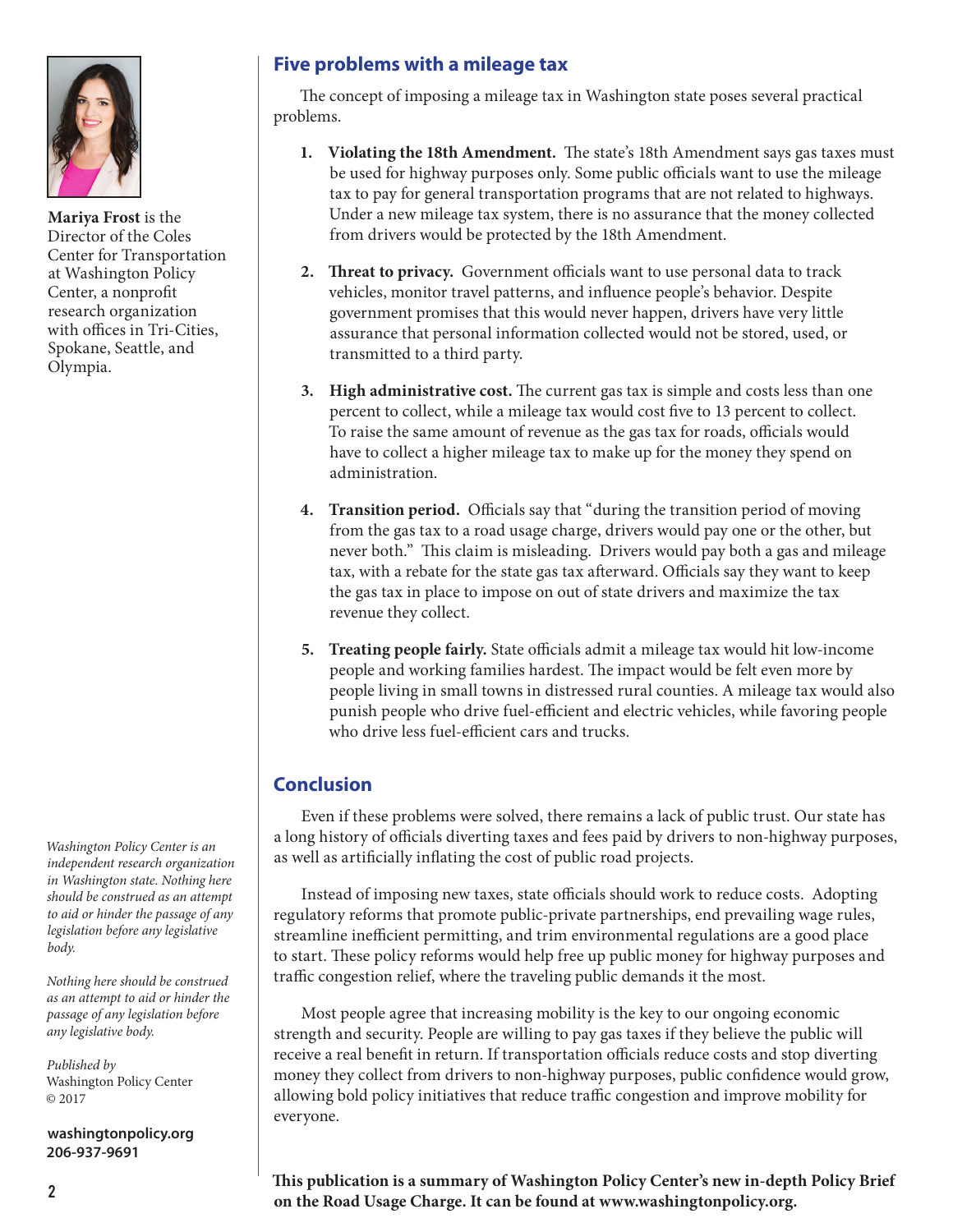## Five problems with a mileage tax

The concept of imposing a mileage tax in Washington state poses several practical problems.

1. **Violating the 18th Amendment.** The state's 18th Amendment says gas taxes must be used for highway purposes only. Some public officials want to use the mileage tax to pay for general transportation programs that are not related to highways. Under a new mileage tax system, there is no assurance that the money collected from drivers would be protected by the 18th Amendment.

2. **Threat to privacy.** Government officials want to use personal data to track vehicles, monitor travel patterns, and influence people's behavior. Despite government promises that this would never happen, drivers have very little assurance that personal information collected would not be stored, used, or transmitted to a third party.

3. **High administrative cost.** The current gas tax is simple and costs less than one percent to collect, while a mileage tax would cost five to 13 percent to collect. To raise the same amount of revenue as the gas tax for roads, officials would have to collect a higher mileage tax to make up for the money they spend on administration.

4. **Transition period.** Officials say that "during the transition period of moving from the gas tax to a road usage charge, drivers would pay one or the other, but never both." This claim is misleading. Drivers would pay both a gas and mileage tax, with a rebate for the state gas tax afterward. Officials say they want to keep the gas tax in place to impose on out of state drivers and maximize the tax revenue they collect.

5. **Treating people fairly.** State officials admit a mileage tax would hit low-income people and working families hardest. The impact would be felt even more by people living in small towns in distressed rural counties. A mileage tax would also punish people who drive fuel-efficient and electric vehicles, while favoring people who drive less fuel-efficient cars and trucks.

## Conclusion

Even if these problems were solved, there remains a lack of public trust. Our state has a long history of officials diverting taxes and fees paid by drivers to non-highway purposes, as well as artificially inflating the cost of public road projects.

Instead of imposing new taxes, state officials should work to reduce costs. Adopting regulatory reforms that promote public-private partnerships, end prevailing wage rules, streamline inefficient permitting, and trim environmental regulations are a good place to start. These policy reforms would help free up public money for highway purposes and traffic congestion relief, where the traveling public demands it the most.

Most people agree that increasing mobility is the key to our ongoing economic strength and security. People are willing to pay gas taxes if they believe the public will receive a real benefit in return. If transportation officials reduce costs and stop diverting money they collect from drivers to non-highway purposes, public confidence would grow, allowing bold policy initiatives that reduce traffic congestion and improve mobility for everyone.

**This publication is a summary of Washington Policy Center's new in-depth Policy Brief on the Road Usage Charge. It can be found at www.washingtonpolicy.org.**

**Mariya Frost** is the Director of the Coles Center for Transportation at Washington Policy Center, a nonprofit research organization with offices in Tri-Cities, Spokane, Seattle, and Olympia.

*Washington Policy Center is an independent research organization in Washington state. Nothing here should be construed as an attempt to aid or hinder the passage of any legislation before any legislative body.*

*Nothing here should be construed as an attempt to aid or hinder the passage of any legislation before any legislative body.*

*Published by*
Washington Policy Center
© 2017

**washingtonpolicy.org**
**206-937-9691**